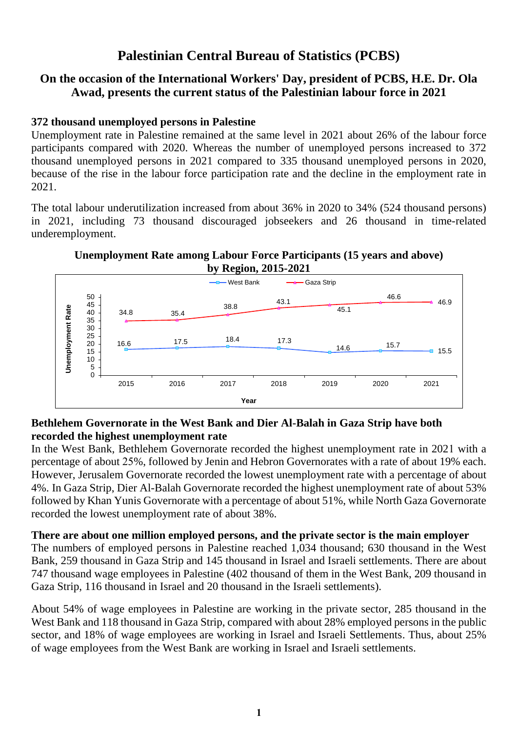# Palestinian Central Bureau of Statistics (PCBS)

## On the occasion of the International Workers' Day, president of PCBS, H.E. Dr. Ola Awad, presents the current status of the Palestinian labour force in 2021

### 372 thousand unemployed persons in Palestine

Unemployment rate in Palestine remained at the same level in 2021 about 26% of the labour force participants compared with 2020. Whereas the number of unemployed persons increased to 372 thousand unemployed persons in 2021 compared to 335 thousand unemployed persons in 2020, because of the rise in the labour force participation rate and the decline in the employment rate in 2021.

The total labour underutilization increased from about 36% in 2020 to 34% (524 thousand persons) in 2021, including 73 thousand discouraged jobseekers and 26 thousand in time-related underemployment.

**Unemployment Rate among Labour Force Participants (15 years and above) by Region, 2015-2021**

West Bank
Gaza Strip

Unemployment Rate
0
5
10
15
20
25
30
35
40
45
50

Gaza Strip: 34.8, 35.4, 38.8, 43.1, 45.1, 46.6, 46.9
West Bank: 16.6, 17.5, 18.4, 17.3, 14.6, 15.7, 15.5

2015
2016
2017
2018
2019
2020
2021

Year

### Bethlehem Governorate in the West Bank and Dier Al-Balah in Gaza Strip have both recorded the highest unemployment rate

In the West Bank, Bethlehem Governorate recorded the highest unemployment rate in 2021 with a percentage of about 25%, followed by Jenin and Hebron Governorates with a rate of about 19% each. However, Jerusalem Governorate recorded the lowest unemployment rate with a percentage of about 4%. In Gaza Strip, Dier Al-Balah Governorate recorded the highest unemployment rate of about 53% followed by Khan Yunis Governorate with a percentage of about 51%, while North Gaza Governorate recorded the lowest unemployment rate of about 38%.

### There are about one million employed persons, and the private sector is the main employer

The numbers of employed persons in Palestine reached 1,034 thousand; 630 thousand in the West Bank, 259 thousand in Gaza Strip and 145 thousand in Israel and Israeli settlements. There are about 747 thousand wage employees in Palestine (402 thousand of them in the West Bank, 209 thousand in Gaza Strip, 116 thousand in Israel and 20 thousand in the Israeli settlements).

About 54% of wage employees in Palestine are working in the private sector, 285 thousand in the West Bank and 118 thousand in Gaza Strip, compared with about 28% employed persons in the public sector, and 18% of wage employees are working in Israel and Israeli Settlements. Thus, about 25% of wage employees from the West Bank are working in Israel and Israeli settlements.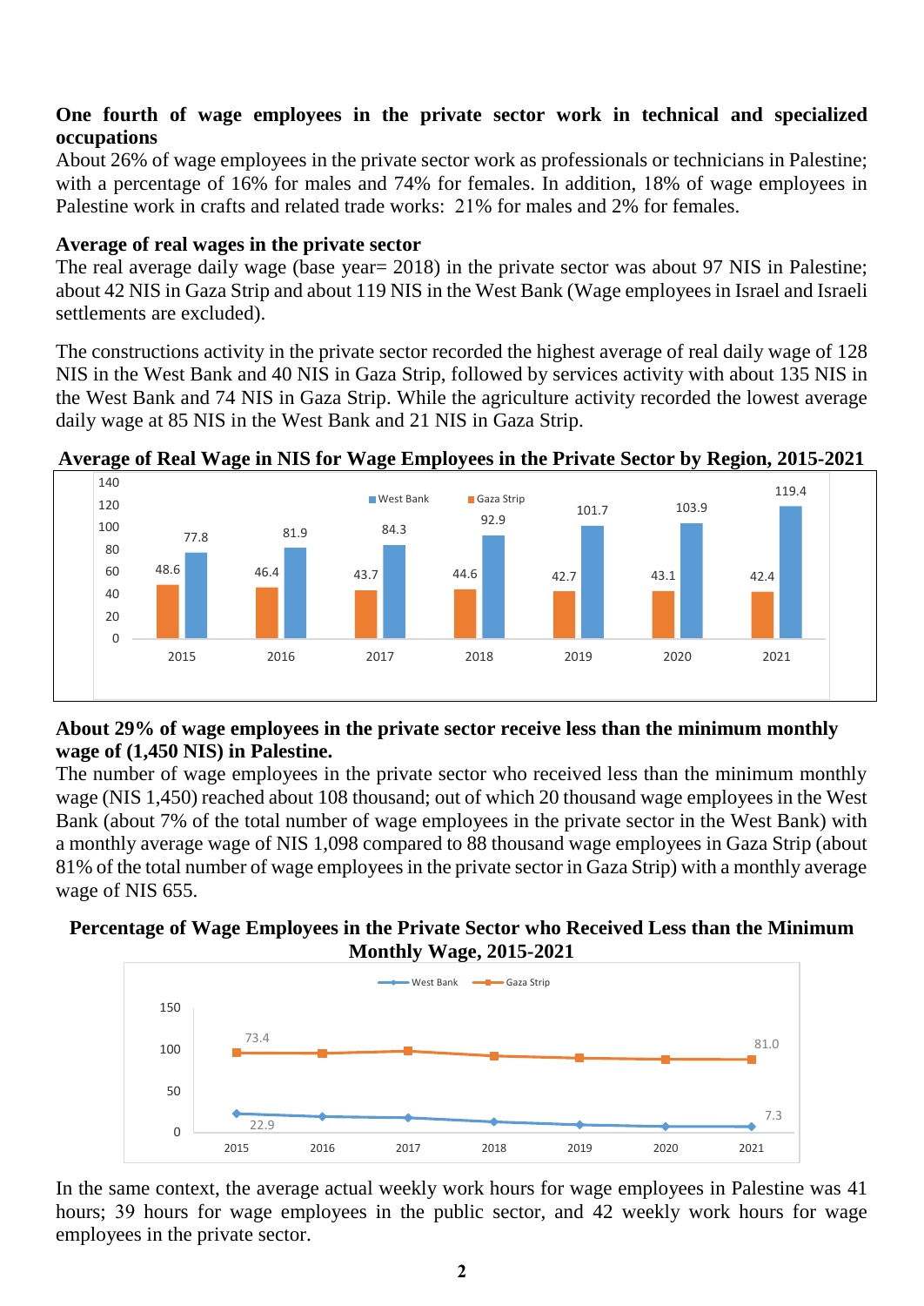**One fourth of wage employees in the private sector work in technical and specialized occupations**

About 26% of wage employees in the private sector work as professionals or technicians in Palestine; with a percentage of 16% for males and 74% for females. In addition, 18% of wage employees in Palestine work in crafts and related trade works: 21% for males and 2% for females.

**Average of real wages in the private sector**

The real average daily wage (base year= 2018) in the private sector was about 97 NIS in Palestine; about 42 NIS in Gaza Strip and about 119 NIS in the West Bank (Wage employees in Israel and Israeli settlements are excluded).

The constructions activity in the private sector recorded the highest average of real daily wage of 128 NIS in the West Bank and 40 NIS in Gaza Strip, followed by services activity with about 135 NIS in the West Bank and 74 NIS in Gaza Strip. While the agriculture activity recorded the lowest average daily wage at 85 NIS in the West Bank and 21 NIS in Gaza Strip.

**Average of Real Wage in NIS for Wage Employees in the Private Sector by Region, 2015-2021**

West Bank
Gaza Strip

140
120
100
80
60
40
20
0

2015: 48.6, 77.8
2016: 46.4, 81.9
2017: 43.7, 84.3
2018: 44.6, 92.9
2019: 42.7, 101.7
2020: 43.1, 103.9
2021: 42.4, 119.4

**About 29% of wage employees in the private sector receive less than the minimum monthly wage of (1,450 NIS) in Palestine.**

The number of wage employees in the private sector who received less than the minimum monthly wage (NIS 1,450) reached about 108 thousand; out of which 20 thousand wage employees in the West Bank (about 7% of the total number of wage employees in the private sector in the West Bank) with a monthly average wage of NIS 1,098 compared to 88 thousand wage employees in Gaza Strip (about 81% of the total number of wage employees in the private sector in Gaza Strip) with a monthly average wage of NIS 655.

**Percentage of Wage Employees in the Private Sector who Received Less than the Minimum Monthly Wage, 2015-2021**

West Bank
Gaza Strip

150
100
50
0

73.4
81.0
22.9
7.3

2015
2016
2017
2018
2019
2020
2021

In the same context, the average actual weekly work hours for wage employees in Palestine was 41 hours; 39 hours for wage employees in the public sector, and 42 weekly work hours for wage employees in the private sector.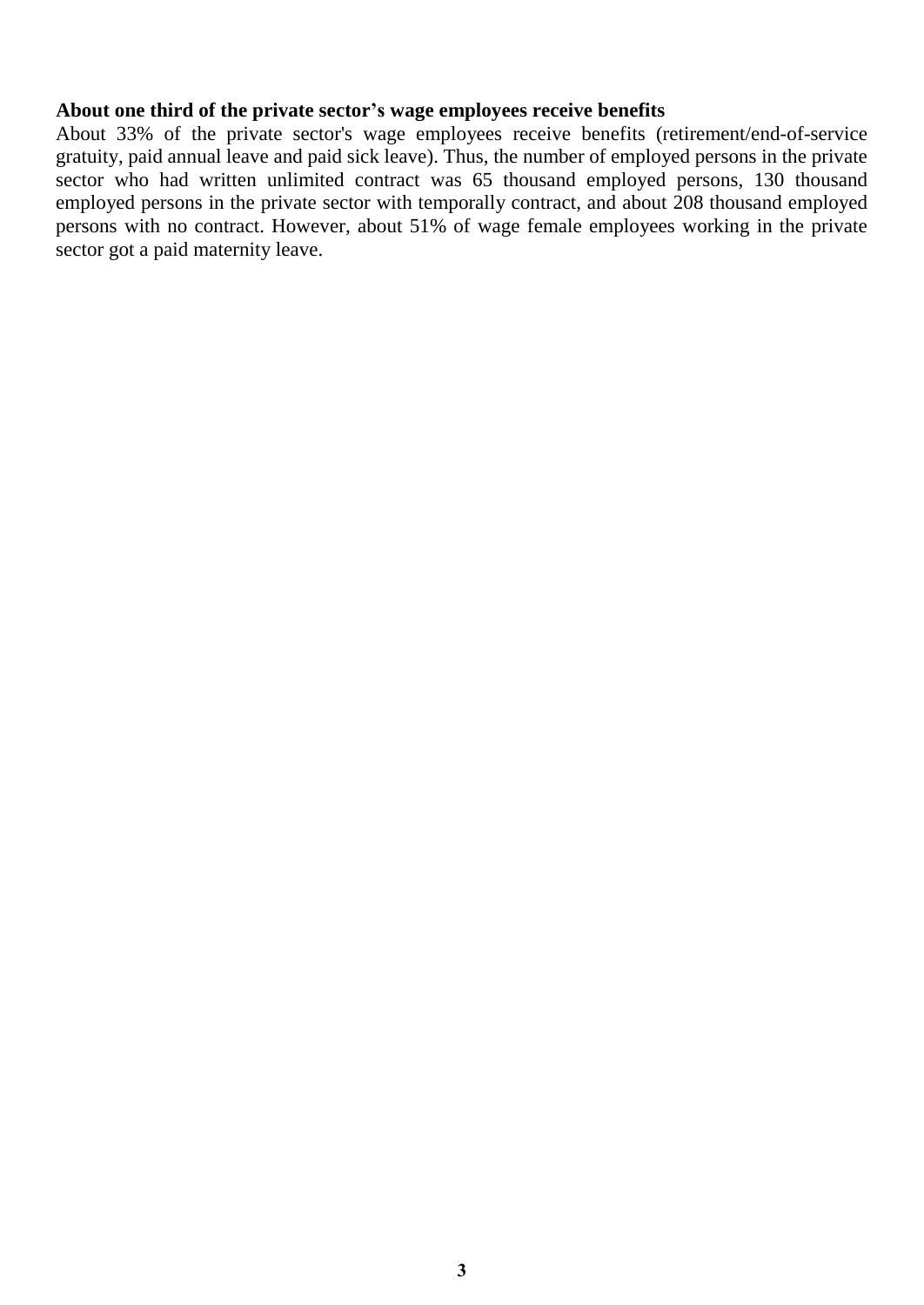**About one third of the private sector's wage employees receive benefits**

About 33% of the private sector's wage employees receive benefits (retirement/end-of-service gratuity, paid annual leave and paid sick leave). Thus, the number of employed persons in the private sector who had written unlimited contract was 65 thousand employed persons, 130 thousand employed persons in the private sector with temporally contract, and about 208 thousand employed persons with no contract. However, about 51% of wage female employees working in the private sector got a paid maternity leave.